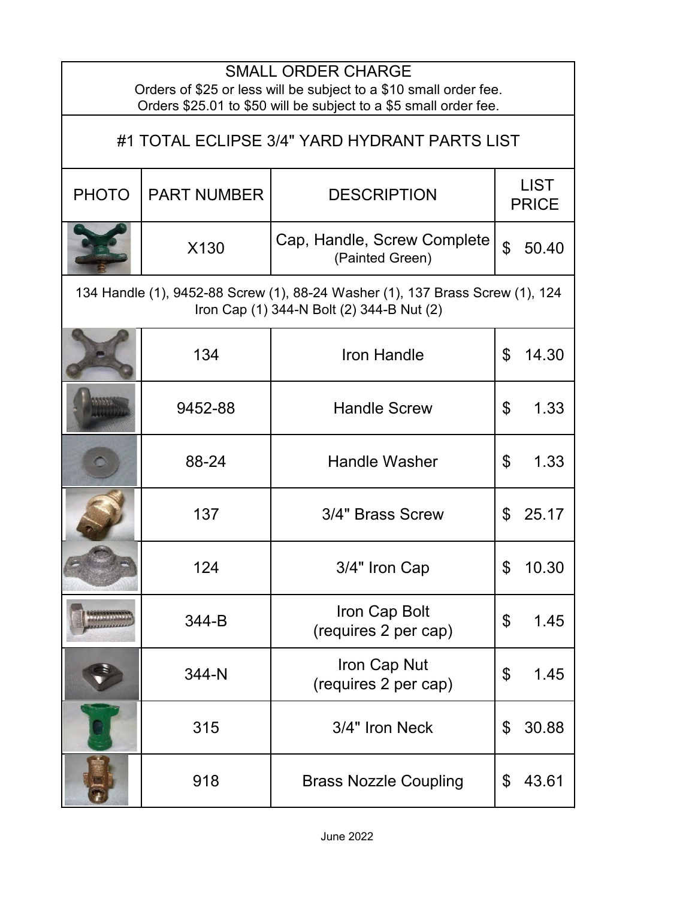## SMALL ORDER CHARGE

Orders of $25 or less will be subject to a $10 small order fee.
Orders $25.01 to $50 will be subject to a $5 small order fee.

# #1 TOTAL ECLIPSE 3/4" YARD HYDRANT PARTS LIST

| PHOTO | PART NUMBER | DESCRIPTION | LIST PRICE |
|---|---|---|---|
| | X130 | Cap, Handle, Screw Complete (Painted Green) | $ 50.40 |
| 134 Handle (1), 9452-88 Screw (1), 88-24 Washer (1), 137 Brass Screw (1), 124 Iron Cap (1) 344-N Bolt (2) 344-B Nut (2) | | | |
| | 134 | Iron Handle | $ 14.30 |
| | 9452-88 | Handle Screw | $ 1.33 |
| | 88-24 | Handle Washer | $ 1.33 |
| | 137 | 3/4" Brass Screw | $ 25.17 |
| | 124 | 3/4" Iron Cap | $ 10.30 |
| | 344-B | Iron Cap Bolt (requires 2 per cap) | $ 1.45 |
| | 344-N | Iron Cap Nut (requires 2 per cap) | $ 1.45 |
| | 315 | 3/4" Iron Neck | $ 30.88 |
| | 918 | Brass Nozzle Coupling | $ 43.61 |

June 2022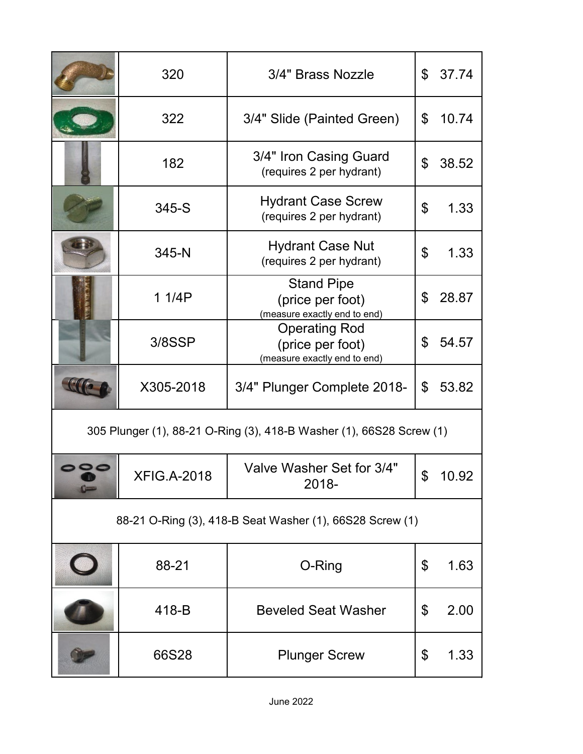| | | | |
|---|---|---|---|
| | 320 | 3/4" Brass Nozzle | $ 37.74 |
| | 322 | 3/4" Slide (Painted Green) | $ 10.74 |
| | 182 | 3/4" Iron Casing Guard (requires 2 per hydrant) | $ 38.52 |
| | 345-S | Hydrant Case Screw (requires 2 per hydrant) | $ 1.33 |
| | 345-N | Hydrant Case Nut (requires 2 per hydrant) | $ 1.33 |
| | 1 1/4P | Stand Pipe (price per foot) (measure exactly end to end) | $ 28.87 |
| | 3/8SSP | Operating Rod (price per foot) (measure exactly end to end) | $ 54.57 |
| | X305-2018 | 3/4" Plunger Complete 2018- | $ 53.82 |
| 305 Plunger (1), 88-21 O-Ring (3), 418-B Washer (1), 66S28 Screw (1) | | | |
| | XFIG.A-2018 | Valve Washer Set for 3/4" 2018- | $ 10.92 |
| 88-21 O-Ring (3), 418-B Seat Washer (1), 66S28 Screw (1) | | | |
| | 88-21 | O-Ring | $ 1.63 |
| | 418-B | Beveled Seat Washer | $ 2.00 |
| | 66S28 | Plunger Screw | $ 1.33 |

June 2022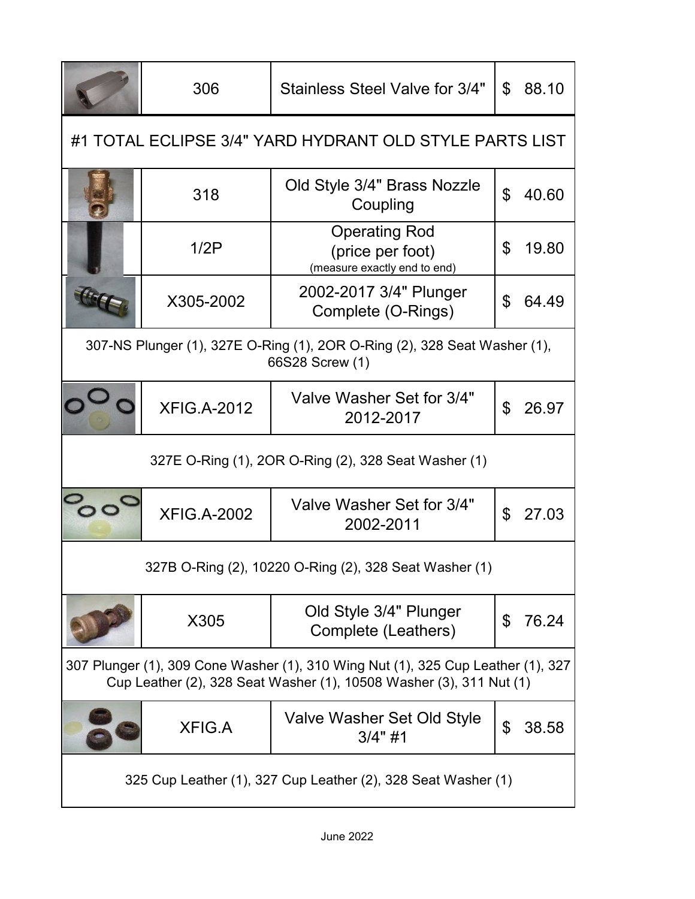| | 306 | Stainless Steel Valve for 3/4" | $ 88.10 |
|---|---|---|---|

## #1 TOTAL ECLIPSE 3/4" YARD HYDRANT OLD STYLE PARTS LIST

| | Part # | Description | Price |
|---|---|---|---|
| | 318 | Old Style 3/4" Brass Nozzle Coupling | $ 40.60 |
| | 1/2P | Operating Rod (price per foot) (measure exactly end to end) | $ 19.80 |
| | X305-2002 | 2002-2017 3/4" Plunger Complete (O-Rings) | $ 64.49 |
| 307-NS Plunger (1), 327E O-Ring (1), 2OR O-Ring (2), 328 Seat Washer (1), 66S28 Screw (1) | | | |
| | XFIG.A-2012 | Valve Washer Set for 3/4" 2012-2017 | $ 26.97 |
| 327E O-Ring (1), 2OR O-Ring (2), 328 Seat Washer (1) | | | |
| | XFIG.A-2002 | Valve Washer Set for 3/4" 2002-2011 | $ 27.03 |
| 327B O-Ring (2), 10220 O-Ring (2), 328 Seat Washer (1) | | | |
| | X305 | Old Style 3/4" Plunger Complete (Leathers) | $ 76.24 |
| 307 Plunger (1), 309 Cone Washer (1), 310 Wing Nut (1), 325 Cup Leather (1), 327 Cup Leather (2), 328 Seat Washer (1), 10508 Washer (3), 311 Nut (1) | | | |
| | XFIG.A | Valve Washer Set Old Style 3/4" #1 | $ 38.58 |
| 325 Cup Leather (1), 327 Cup Leather (2), 328 Seat Washer (1) | | | |

June 2022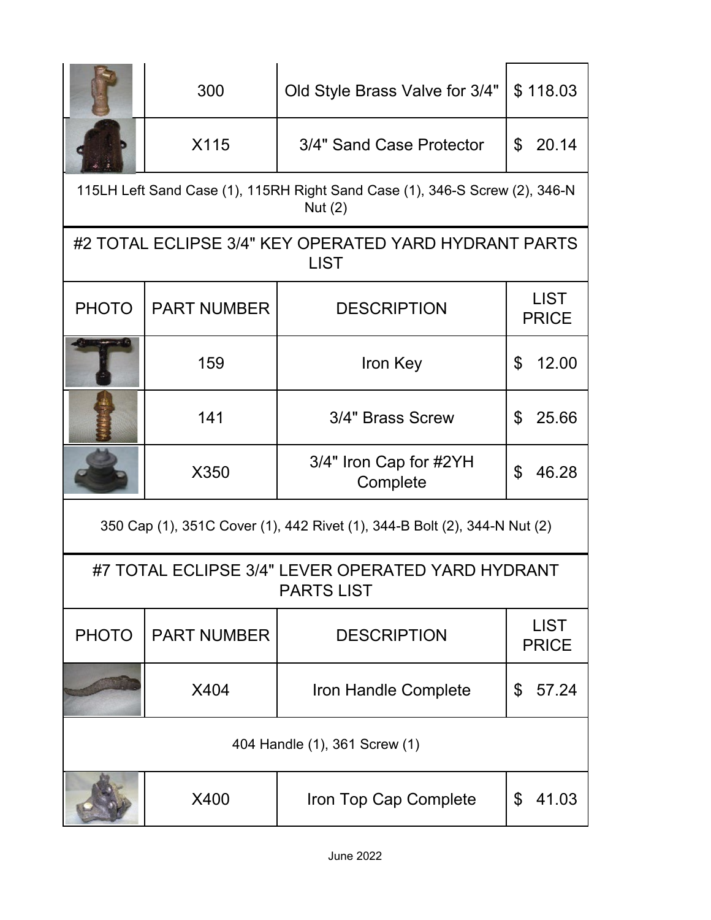| PHOTO | PART NUMBER | DESCRIPTION | LIST PRICE |
| --- | --- | --- | --- |
| | 300 | Old Style Brass Valve for 3/4" | $ 118.03 |
| | X115 | 3/4" Sand Case Protector | $ 20.14 |
| 115LH Left Sand Case (1), 115RH Right Sand Case (1), 346-S Screw (2), 346-N Nut (2) | | | |

## #2 TOTAL ECLIPSE 3/4" KEY OPERATED YARD HYDRANT PARTS LIST

| PHOTO | PART NUMBER | DESCRIPTION | LIST PRICE |
| --- | --- | --- | --- |
| | 159 | Iron Key | $ 12.00 |
| | 141 | 3/4" Brass Screw | $ 25.66 |
| | X350 | 3/4" Iron Cap for #2YH Complete | $ 46.28 |
| 350 Cap (1), 351C Cover (1), 442 Rivet (1), 344-B Bolt (2), 344-N Nut (2) | | | |

## #7 TOTAL ECLIPSE 3/4" LEVER OPERATED YARD HYDRANT PARTS LIST

| PHOTO | PART NUMBER | DESCRIPTION | LIST PRICE |
| --- | --- | --- | --- |
| | X404 | Iron Handle Complete | $ 57.24 |
| 404 Handle (1), 361 Screw (1) | | | |
| | X400 | Iron Top Cap Complete | $ 41.03 |

June 2022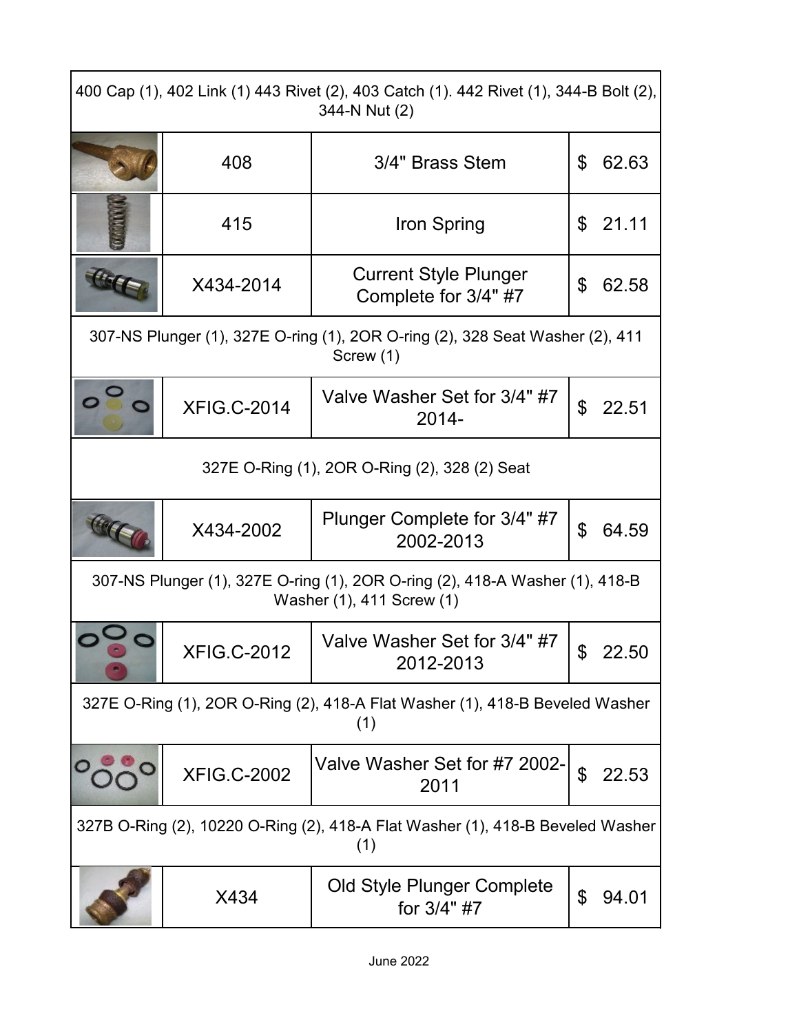| | | | |
|---|---|---|---|
| 400 Cap (1), 402 Link (1) 443 Rivet (2), 403 Catch (1). 442 Rivet (1), 344-B Bolt (2), 344-N Nut (2) | | | |
| | 408 | 3/4" Brass Stem | $ 62.63 |
| | 415 | Iron Spring | $ 21.11 |
| | X434-2014 | Current Style Plunger Complete for 3/4" #7 | $ 62.58 |
| 307-NS Plunger (1), 327E O-ring (1), 2OR O-ring (2), 328 Seat Washer (2), 411 Screw (1) | | | |
| | XFIG.C-2014 | Valve Washer Set for 3/4" #7 2014- | $ 22.51 |
| 327E O-Ring (1), 2OR O-Ring (2), 328 (2) Seat | | | |
| | X434-2002 | Plunger Complete for 3/4" #7 2002-2013 | $ 64.59 |
| 307-NS Plunger (1), 327E O-ring (1), 2OR O-ring (2), 418-A Washer (1), 418-B Washer (1), 411 Screw (1) | | | |
| | XFIG.C-2012 | Valve Washer Set for 3/4" #7 2012-2013 | $ 22.50 |
| 327E O-Ring (1), 2OR O-Ring (2), 418-A Flat Washer (1), 418-B Beveled Washer (1) | | | |
| | XFIG.C-2002 | Valve Washer Set for #7 2002-2011 | $ 22.53 |
| 327B O-Ring (2), 10220 O-Ring (2), 418-A Flat Washer (1), 418-B Beveled Washer (1) | | | |
| | X434 | Old Style Plunger Complete for 3/4" #7 | $ 94.01 |

June 2022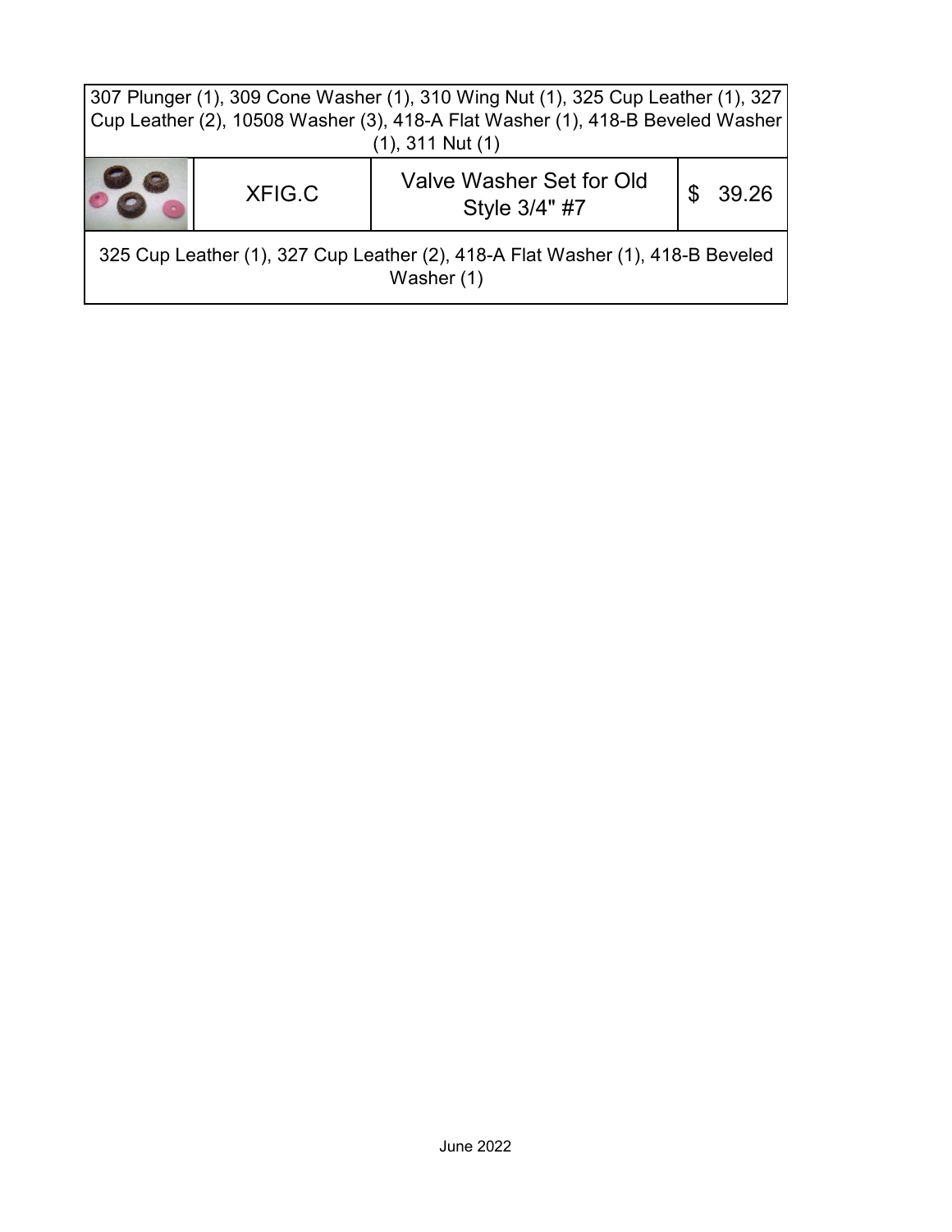| | | | |
|---|---|---|---|
| 307 Plunger (1), 309 Cone Washer (1), 310 Wing Nut (1), 325 Cup Leather (1), 327 Cup Leather (2), 10508 Washer (3), 418-A Flat Washer (1), 418-B Beveled Washer (1), 311 Nut (1) | | | |
| | XFIG.C | Valve Washer Set for Old Style 3/4" #7 | $ 39.26 |
| 325 Cup Leather (1), 327 Cup Leather (2), 418-A Flat Washer (1), 418-B Beveled Washer (1) | | | |

June 2022